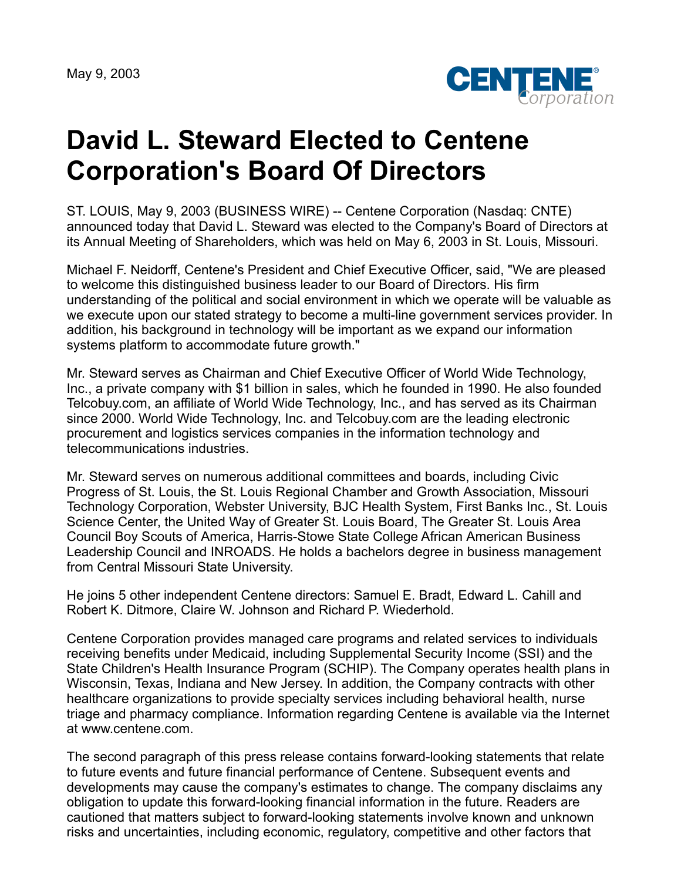May 9, 2003

# David L. Steward Elected to Centene Corporation's Board Of Directors

ST. LOUIS, May 9, 2003 (BUSINESS WIRE) -- Centene Corporation (Nasdaq: CNTE) announced today that David L. Steward was elected to the Company's Board of Directors at its Annual Meeting of Shareholders, which was held on May 6, 2003 in St. Louis, Missouri.

Michael F. Neidorff, Centene's President and Chief Executive Officer, said, "We are pleased to welcome this distinguished business leader to our Board of Directors. His firm understanding of the political and social environment in which we operate will be valuable as we execute upon our stated strategy to become a multi-line government services provider. In addition, his background in technology will be important as we expand our information systems platform to accommodate future growth."

Mr. Steward serves as Chairman and Chief Executive Officer of World Wide Technology, Inc., a private company with $1 billion in sales, which he founded in 1990. He also founded Telcobuy.com, an affiliate of World Wide Technology, Inc., and has served as its Chairman since 2000. World Wide Technology, Inc. and Telcobuy.com are the leading electronic procurement and logistics services companies in the information technology and telecommunications industries.

Mr. Steward serves on numerous additional committees and boards, including Civic Progress of St. Louis, the St. Louis Regional Chamber and Growth Association, Missouri Technology Corporation, Webster University, BJC Health System, First Banks Inc., St. Louis Science Center, the United Way of Greater St. Louis Board, The Greater St. Louis Area Council Boy Scouts of America, Harris-Stowe State College African American Business Leadership Council and INROADS. He holds a bachelors degree in business management from Central Missouri State University.

He joins 5 other independent Centene directors: Samuel E. Bradt, Edward L. Cahill and Robert K. Ditmore, Claire W. Johnson and Richard P. Wiederhold.

Centene Corporation provides managed care programs and related services to individuals receiving benefits under Medicaid, including Supplemental Security Income (SSI) and the State Children's Health Insurance Program (SCHIP). The Company operates health plans in Wisconsin, Texas, Indiana and New Jersey. In addition, the Company contracts with other healthcare organizations to provide specialty services including behavioral health, nurse triage and pharmacy compliance. Information regarding Centene is available via the Internet at www.centene.com.

The second paragraph of this press release contains forward-looking statements that relate to future events and future financial performance of Centene. Subsequent events and developments may cause the company's estimates to change. The company disclaims any obligation to update this forward-looking financial information in the future. Readers are cautioned that matters subject to forward-looking statements involve known and unknown risks and uncertainties, including economic, regulatory, competitive and other factors that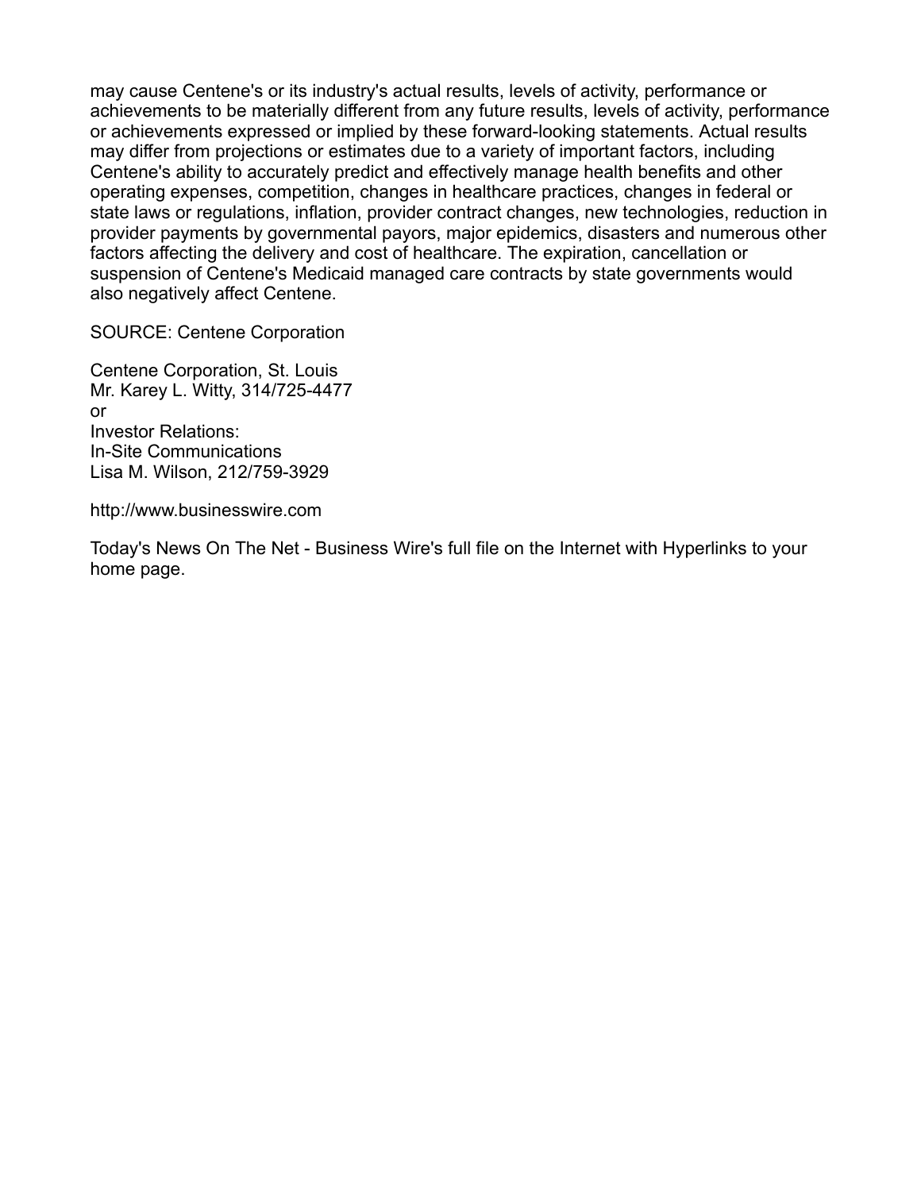may cause Centene's or its industry's actual results, levels of activity, performance or achievements to be materially different from any future results, levels of activity, performance or achievements expressed or implied by these forward-looking statements. Actual results may differ from projections or estimates due to a variety of important factors, including Centene's ability to accurately predict and effectively manage health benefits and other operating expenses, competition, changes in healthcare practices, changes in federal or state laws or regulations, inflation, provider contract changes, new technologies, reduction in provider payments by governmental payors, major epidemics, disasters and numerous other factors affecting the delivery and cost of healthcare. The expiration, cancellation or suspension of Centene's Medicaid managed care contracts by state governments would also negatively affect Centene.

SOURCE: Centene Corporation

Centene Corporation, St. Louis
Mr. Karey L. Witty, 314/725-4477
or
Investor Relations:
In-Site Communications
Lisa M. Wilson, 212/759-3929

http://www.businesswire.com

Today's News On The Net - Business Wire's full file on the Internet with Hyperlinks to your home page.